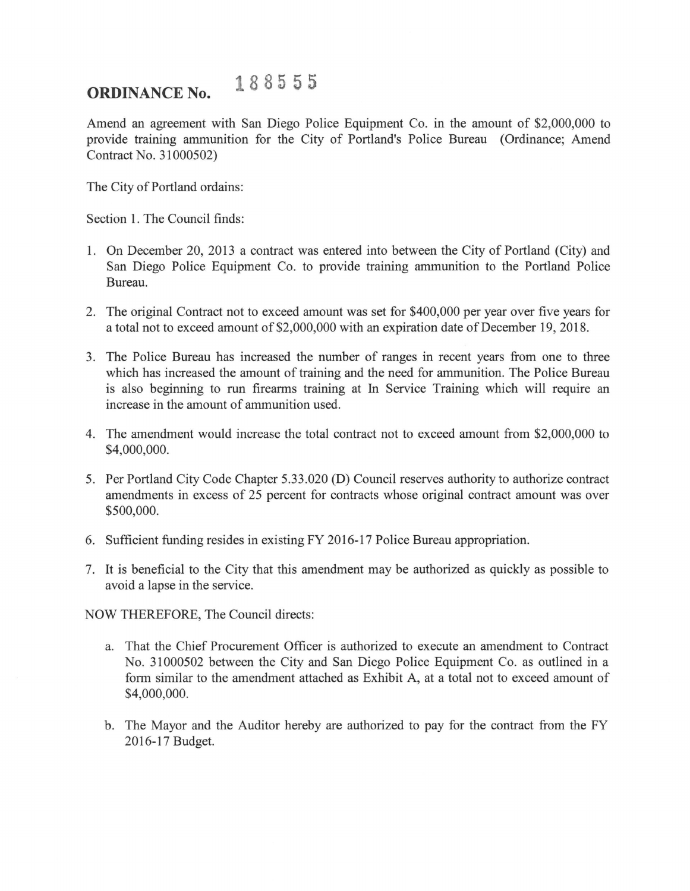# ORDINANCE No. 188555

Amend an agreement with San Diego Police Equipment Co. in the amount of $2,000,000 to provide training ammunition for the City of Portland's Police Bureau (Ordinance; Amend Contract No. 31000502)

The City of Portland ordains:

Section 1. The Council finds:

1. On December 20, 2013 a contract was entered into between the City of Portland (City) and San Diego Police Equipment Co. to provide training ammunition to the Portland Police Bureau.

2. The original Contract not to exceed amount was set for $400,000 per year over five years for a total not to exceed amount of $2,000,000 with an expiration date of December 19, 2018.

3. The Police Bureau has increased the number of ranges in recent years from one to three which has increased the amount of training and the need for ammunition. The Police Bureau is also beginning to run firearms training at In Service Training which will require an increase in the amount of ammunition used.

4. The amendment would increase the total contract not to exceed amount from $2,000,000 to $4,000,000.

5. Per Portland City Code Chapter 5.33.020 (D) Council reserves authority to authorize contract amendments in excess of 25 percent for contracts whose original contract amount was over $500,000.

6. Sufficient funding resides in existing FY 2016-17 Police Bureau appropriation.

7. It is beneficial to the City that this amendment may be authorized as quickly as possible to avoid a lapse in the service.

NOW THEREFORE, The Council directs:

a. That the Chief Procurement Officer is authorized to execute an amendment to Contract No. 31000502 between the City and San Diego Police Equipment Co. as outlined in a form similar to the amendment attached as Exhibit A, at a total not to exceed amount of $4,000,000.

b. The Mayor and the Auditor hereby are authorized to pay for the contract from the FY 2016-17 Budget.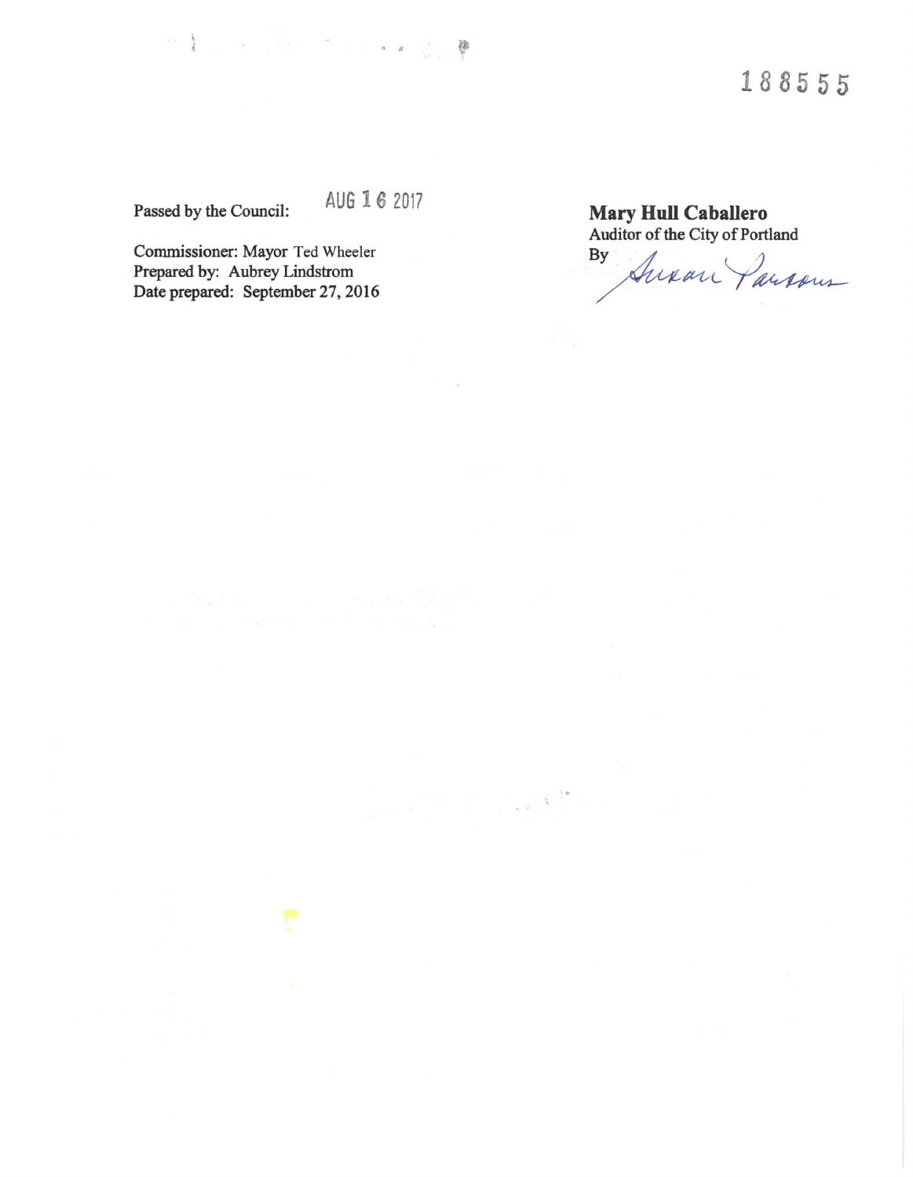188555

Passed by the Council: AUG 16 2017

Commissioner: Mayor Ted Wheeler
Prepared by: Aubrey Lindstrom
Date prepared: September 27, 2016

**Mary Hull Caballero**
Auditor of the City of Portland
By Susan Parsons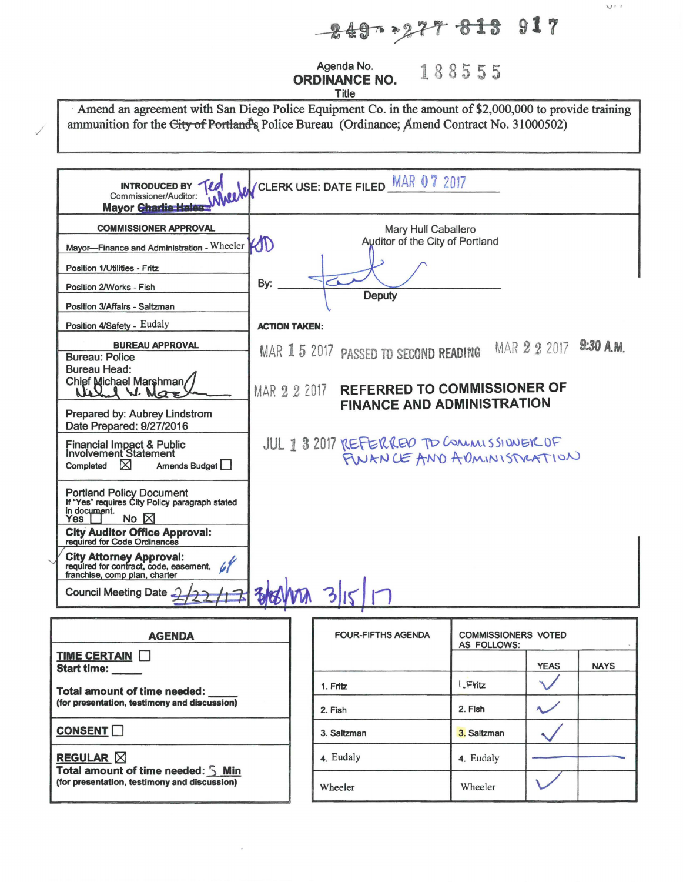~~249~~ ~~277~~ ~~818~~ 917

Agenda No.
**ORDINANCE NO.** 188555
Title

Amend an agreement with San Diego Police Equipment Co. in the amount of $2,000,000 to provide training ammunition for the ~~City of Portland's~~ Police Bureau (Ordinance; Amend Contract No. 31000502)

| | |
|---|---|
| **INTRODUCED BY** Commissioner/Auditor: **Mayor ~~Charlie Hales~~** Ted Wheeler | CLERK USE: DATE FILED MAR 07 2017 |
| **COMMISSIONER APPROVAL** | Mary Hull Caballero<br>Auditor of the City of Portland |
| Mayor—Finance and Administration - Wheeler KJD | |
| Position 1/Utilities - Fritz | By: ____________ Deputy |
| Position 2/Works - Fish | |
| Position 3/Affairs - Saltzman | |
| Position 4/Safety - Eudaly | **ACTION TAKEN:** |
| **BUREAU APPROVAL**<br>Bureau: Police<br>Bureau Head:<br>Chief Michael Marshman | MAR 15 2017 PASSED TO SECOND READING MAR 22 2017 9:30 A.M. |
| Prepared by: Aubrey Lindstrom<br>Date Prepared: 9/27/2016 | MAR 22 2017 **REFERRED TO COMMISSIONER OF FINANCE AND ADMINISTRATION** |
| Financial Impact & Public Involvement Statement<br>Completed ☒ Amends Budget ☐ | JUL 13 2017 REFERRED TO COMMISSIONER OF FINANCE AND ADMINISTRATION |
| Portland Policy Document<br>If "Yes" requires City Policy paragraph stated in document.<br>Yes ☐ No ☒ | |
| **City Auditor Office Approval:**<br>required for Code Ordinances | |
| **City Attorney Approval:**<br>required for contract, code, easement, franchise, comp plan, charter | |
| Council Meeting Date ~~2/22/17~~ ~~3/8/17~~ 3/15/17 | |

| **AGENDA** |
|---|
| **TIME CERTAIN** ☐<br>**Start time:** ____ |
| **Total amount of time needed:** ____<br>**(for presentation, testimony and discussion)** |
| **CONSENT** ☐ |
| **REGULAR** ☒<br>**Total amount of time needed:** 5 **Min**<br>**(for presentation, testimony and discussion)** |

| FOUR-FIFTHS AGENDA | COMMISSIONERS VOTED AS FOLLOWS: | YEAS | NAYS |
|---|---|---|---|
| 1. Fritz | 1. Fritz | ✓ | |
| 2. Fish | 2. Fish | ✓ | |
| 3. Saltzman | 3. Saltzman | ✓ | |
| 4. Eudaly | 4. Eudaly | — | — |
| Wheeler | Wheeler | ✓ | |